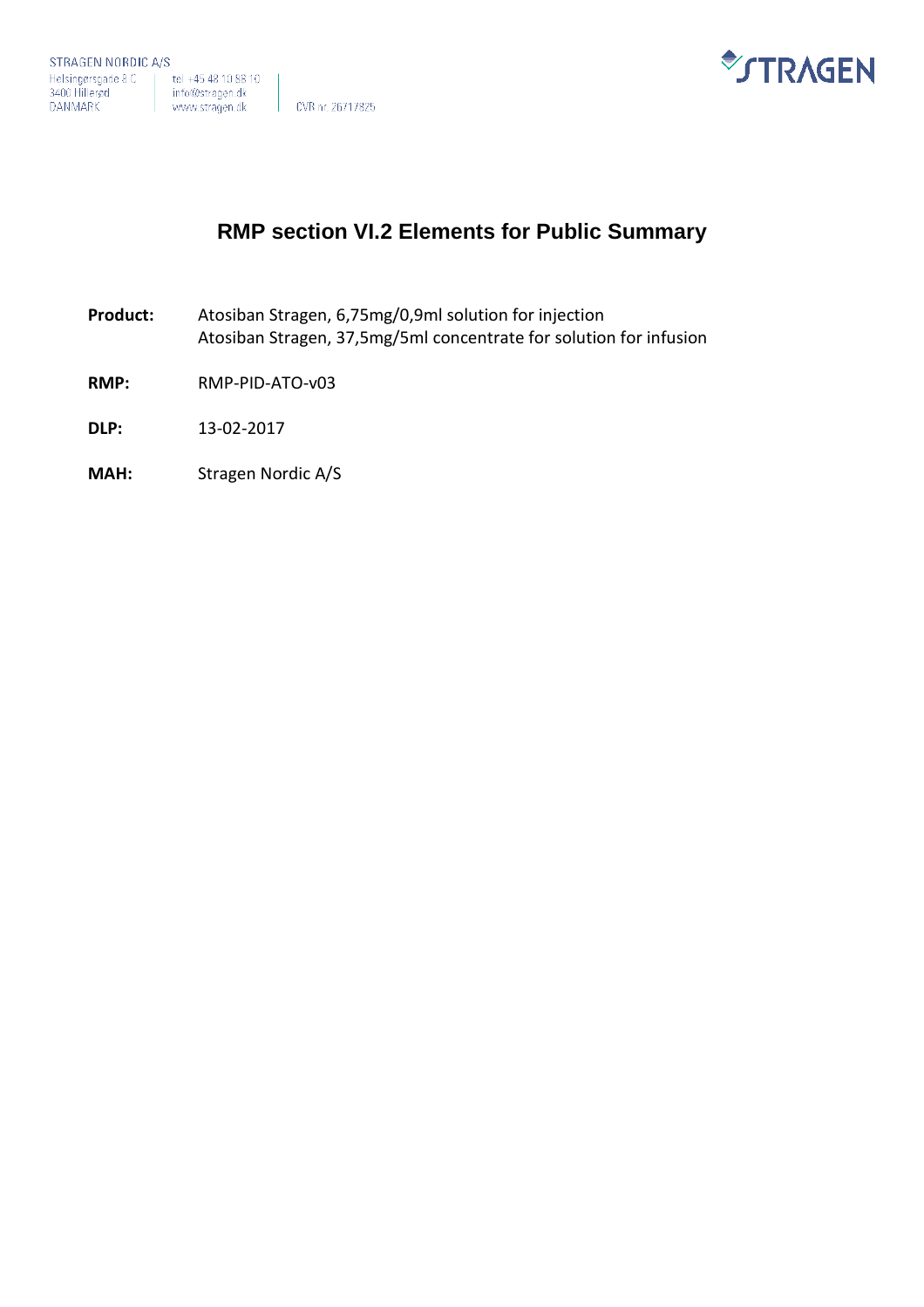STRAGEN NORDIC A/S
Helsingørsgade 8 C
3400 Hillerød
DANMARK

tel +45 48 10 88 10
info@stragen.dk
www.stragen.dk

CVR nr. 26717825

STRAGEN

# RMP section VI.2 Elements for Public Summary

**Product:** Atosiban Stragen, 6,75mg/0,9ml solution for injection
Atosiban Stragen, 37,5mg/5ml concentrate for solution for infusion

**RMP:** RMP-PID-ATO-v03

**DLP:** 13-02-2017

**MAH:** Stragen Nordic A/S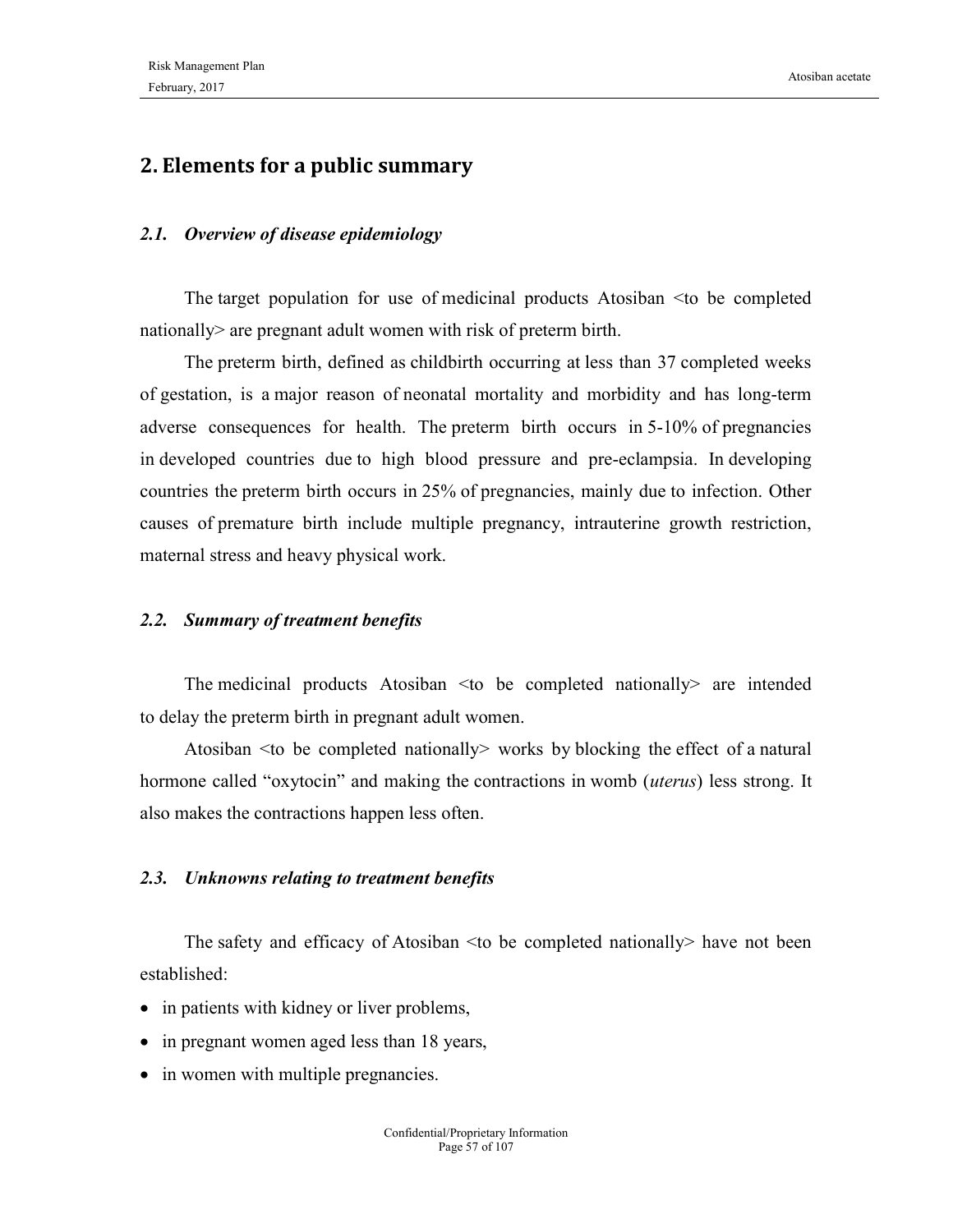## 2. Elements for a public summary

### *2.1. Overview of disease epidemiology*

The target population for use of medicinal products Atosiban <to be completed nationally> are pregnant adult women with risk of preterm birth.

The preterm birth, defined as childbirth occurring at less than 37 completed weeks of gestation, is a major reason of neonatal mortality and morbidity and has long-term adverse consequences for health. The preterm birth occurs in 5-10% of pregnancies in developed countries due to high blood pressure and pre-eclampsia. In developing countries the preterm birth occurs in 25% of pregnancies, mainly due to infection. Other causes of premature birth include multiple pregnancy, intrauterine growth restriction, maternal stress and heavy physical work.

### *2.2. Summary of treatment benefits*

The medicinal products Atosiban <to be completed nationally> are intended to delay the preterm birth in pregnant adult women.

Atosiban <to be completed nationally> works by blocking the effect of a natural hormone called "oxytocin" and making the contractions in womb (*uterus*) less strong. It also makes the contractions happen less often.

### *2.3. Unknowns relating to treatment benefits*

The safety and efficacy of Atosiban <to be completed nationally> have not been established:

- in patients with kidney or liver problems,
- in pregnant women aged less than 18 years,
- in women with multiple pregnancies.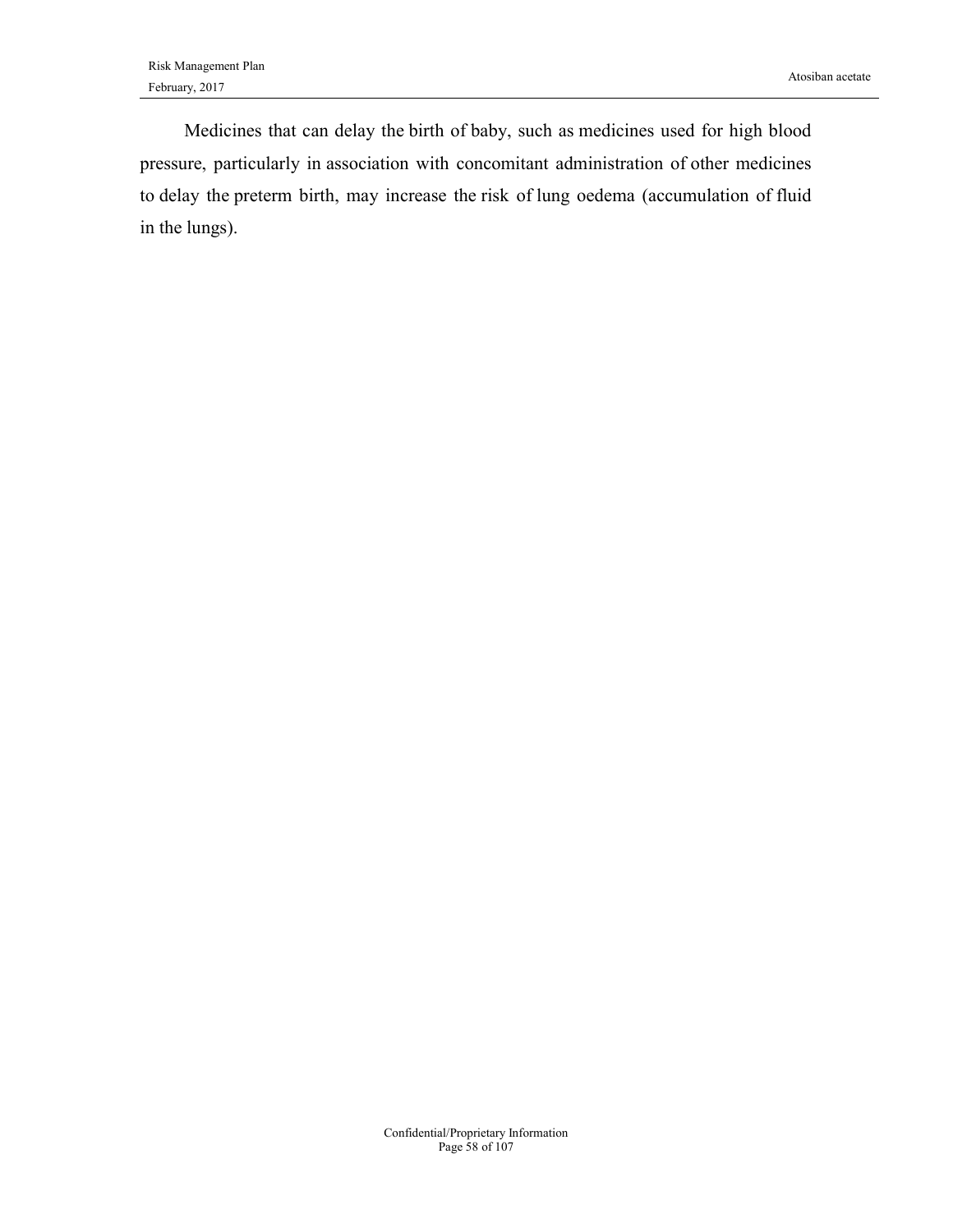Medicines that can delay the birth of baby, such as medicines used for high blood pressure, particularly in association with concomitant administration of other medicines to delay the preterm birth, may increase the risk of lung oedema (accumulation of fluid in the lungs).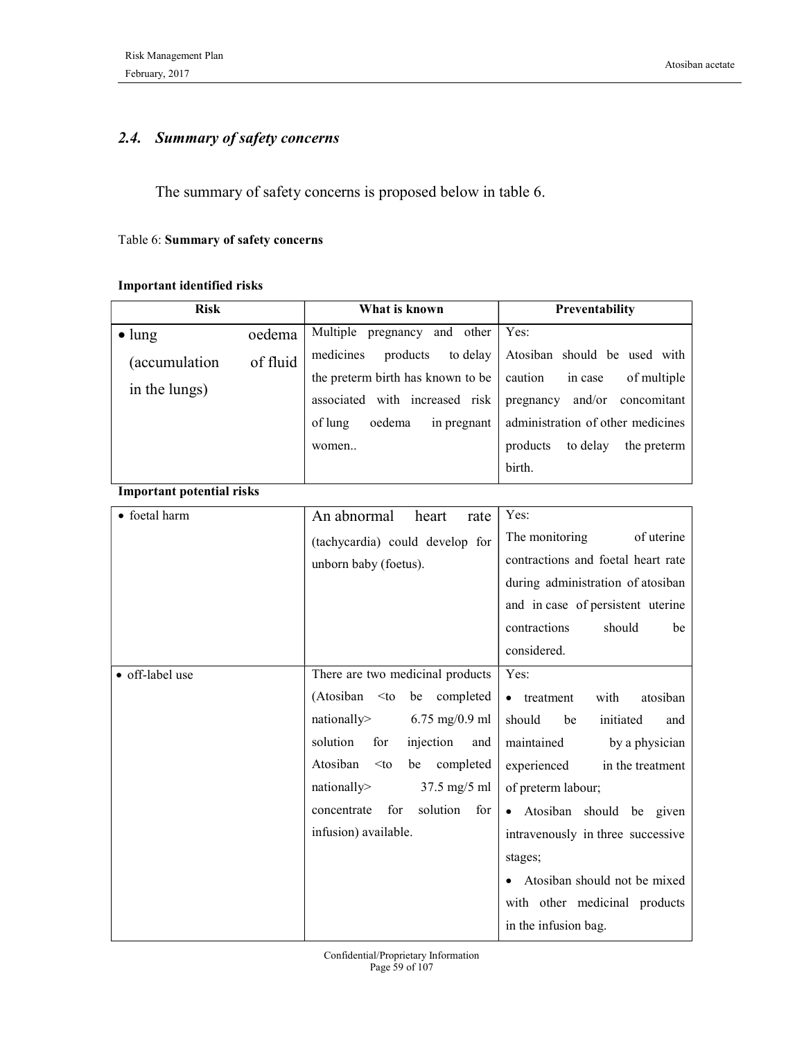## 2.4. *Summary of safety concerns*

The summary of safety concerns is proposed below in table 6.

Table 6: **Summary of safety concerns**

**Important identified risks**

| Risk | What is known | Preventability |
|---|---|---|
| • lung oedema (accumulation of fluid in the lungs) | Multiple pregnancy and other medicines products to delay the preterm birth has known to be associated with increased risk of lung oedema in pregnant women.. | Yes: Atosiban should be used with caution in case of multiple pregnancy and/or concomitant administration of other medicines products to delay the preterm birth. |

**Important potential risks**

| Risk | What is known | Preventability |
|---|---|---|
| • foetal harm | An abnormal heart rate (tachycardia) could develop for unborn baby (foetus). | Yes: The monitoring of uterine contractions and foetal heart rate during administration of atosiban and in case of persistent uterine contractions should be considered. |
| • off-label use | There are two medicinal products (Atosiban <to be completed nationally> 6.75 mg/0.9 ml solution for injection and Atosiban <to be completed nationally> 37.5 mg/5 ml concentrate for solution for infusion) available. | Yes: • treatment with atosiban should be initiated and maintained by a physician experienced in the treatment of preterm labour; • Atosiban should be given intravenously in three successive stages; • Atosiban should not be mixed with other medicinal products in the infusion bag. |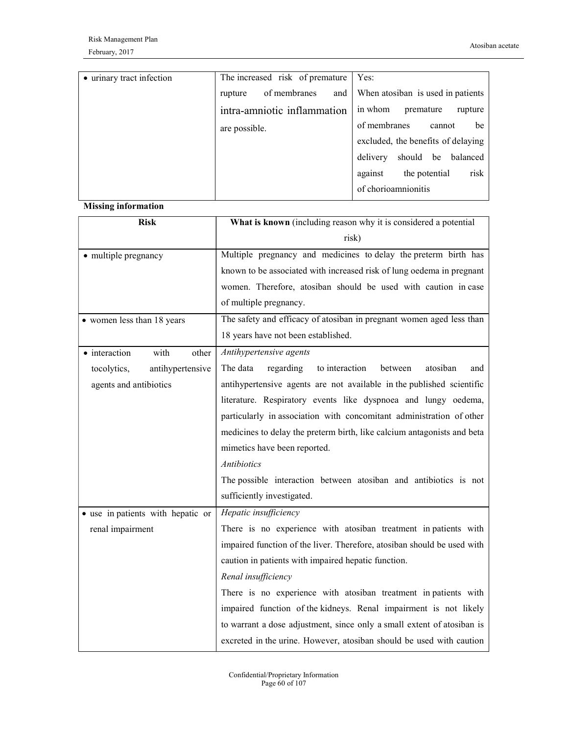| • urinary tract infection | The increased risk of premature rupture of membranes and intra-amniotic inflammation are possible. | Yes: When atosiban is used in patients in whom premature rupture of membranes cannot be excluded, the benefits of delaying delivery should be balanced against the potential risk of chorioamnionitis |
|---|---|---|

**Missing information**

| Risk | **What is known** (including reason why it is considered a potential risk) |
|---|---|
| • multiple pregnancy | Multiple pregnancy and medicines to delay the preterm birth has known to be associated with increased risk of lung oedema in pregnant women. Therefore, atosiban should be used with caution in case of multiple pregnancy. |
| • women less than 18 years | The safety and efficacy of atosiban in pregnant women aged less than 18 years have not been established. |
| • interaction with other tocolytics, antihypertensive agents and antibiotics | *Antihypertensive agents*<br>The data regarding to interaction between atosiban and antihypertensive agents are not available in the published scientific literature. Respiratory events like dyspnoea and lungy oedema, particularly in association with concomitant administration of other medicines to delay the preterm birth, like calcium antagonists and beta mimetics have been reported.<br>*Antibiotics*<br>The possible interaction between atosiban and antibiotics is not sufficiently investigated. |
| • use in patients with hepatic or renal impairment | *Hepatic insufficiency*<br>There is no experience with atosiban treatment in patients with impaired function of the liver. Therefore, atosiban should be used with caution in patients with impaired hepatic function.<br>*Renal insufficiency*<br>There is no experience with atosiban treatment in patients with impaired function of the kidneys. Renal impairment is not likely to warrant a dose adjustment, since only a small extent of atosiban is excreted in the urine. However, atosiban should be used with caution |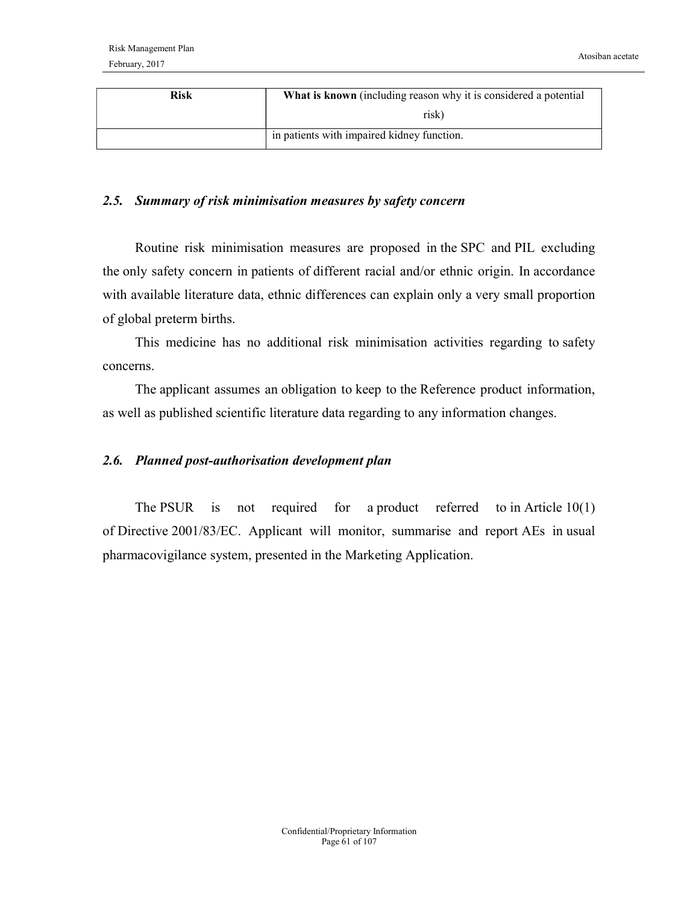| Risk | **What is known** (including reason why it is considered a potential risk) |
|---|---|
| | in patients with impaired kidney function. |

## *2.5. Summary of risk minimisation measures by safety concern*

Routine risk minimisation measures are proposed in the SPC and PIL excluding the only safety concern in patients of different racial and/or ethnic origin. In accordance with available literature data, ethnic differences can explain only a very small proportion of global preterm births.

This medicine has no additional risk minimisation activities regarding to safety concerns.

The applicant assumes an obligation to keep to the Reference product information, as well as published scientific literature data regarding to any information changes.

## *2.6. Planned post-authorisation development plan*

The PSUR is not required for a product referred to in Article 10(1) of Directive 2001/83/EC. Applicant will monitor, summarise and report AEs in usual pharmacovigilance system, presented in the Marketing Application.